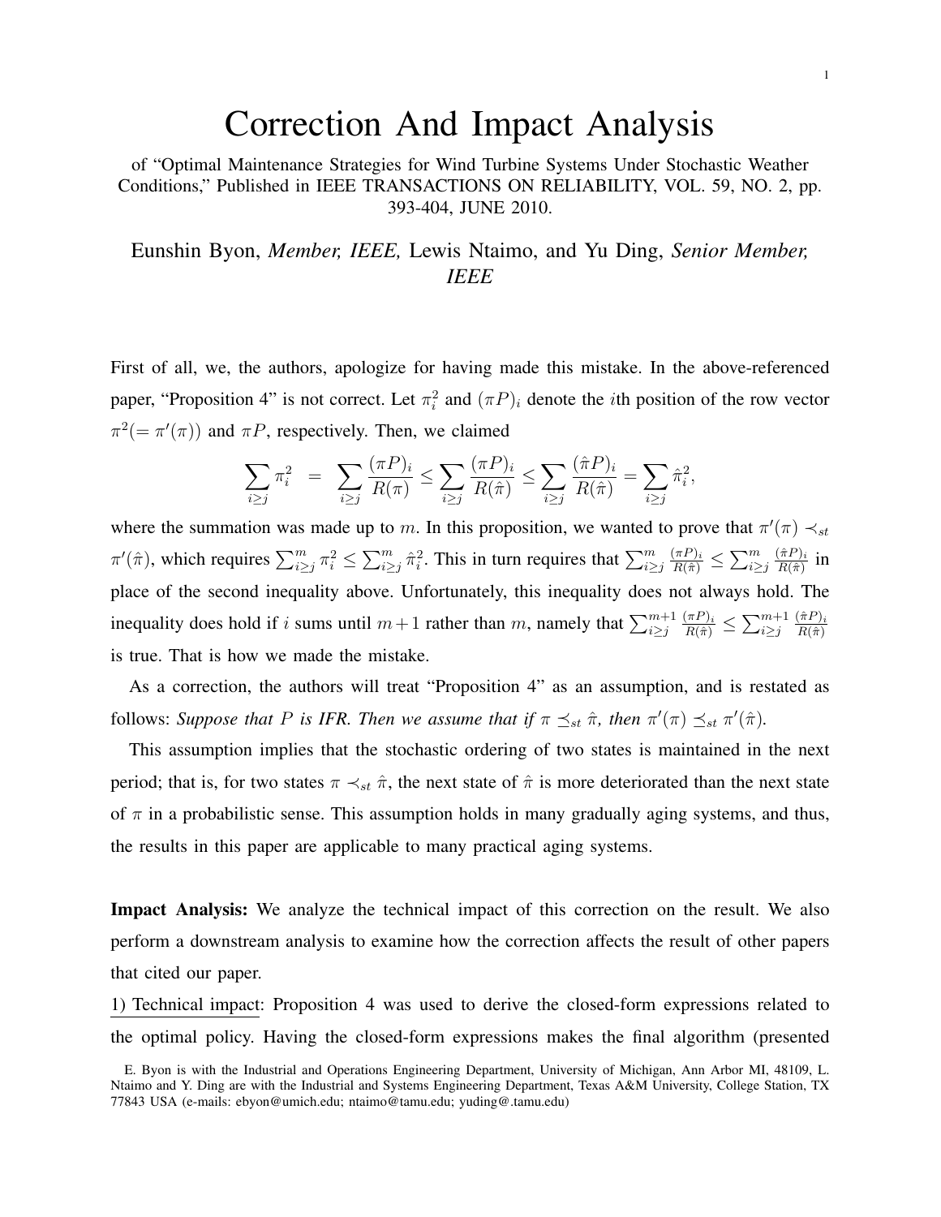# Correction And Impact Analysis

of "Optimal Maintenance Strategies for Wind Turbine Systems Under Stochastic Weather Conditions," Published in IEEE TRANSACTIONS ON RELIABILITY, VOL. 59, NO. 2, pp. 393-404, JUNE 2010.

Eunshin Byon, *Member, IEEE,* Lewis Ntaimo, and Yu Ding, *Senior Member, IEEE*

First of all, we, the authors, apologize for having made this mistake. In the above-referenced paper, "Proposition 4" is not correct. Let $\pi_i^2$ and $(\pi P)_i$ denote the $i$th position of the row vector $\pi^2 (= \pi'(\pi))$ and $\pi P$, respectively. Then, we claimed

$$\sum_{i \geq j} \pi_i^2 \;\; = \;\; \sum_{i \geq j} \frac{(\pi P)_i}{R(\pi)} \leq \sum_{i \geq j} \frac{(\pi P)_i}{R(\hat{\pi})} \leq \sum_{i \geq j} \frac{(\hat{\pi} P)_i}{R(\hat{\pi})} = \sum_{i \geq j} \hat{\pi}_i^2,$$

where the summation was made up to $m$. In this proposition, we wanted to prove that $\pi'(\pi) \prec_{st} \pi'(\hat{\pi})$, which requires $\sum_{i \geq j}^{m} \pi_i^2 \leq \sum_{i \geq j}^{m} \hat{\pi}_i^2$. This in turn requires that $\sum_{i \geq j}^{m} \frac{(\pi P)_i}{R(\hat{\pi})} \leq \sum_{i \geq j}^{m} \frac{(\hat{\pi} P)_i}{R(\hat{\pi})}$ in place of the second inequality above. Unfortunately, this inequality does not always hold. The inequality does hold if $i$ sums until $m+1$ rather than $m$, namely that $\sum_{i \geq j}^{m+1} \frac{(\pi P)_i}{R(\hat{\pi})} \leq \sum_{i \geq j}^{m+1} \frac{(\hat{\pi} P)_i}{R(\hat{\pi})}$ is true. That is how we made the mistake.

As a correction, the authors will treat "Proposition 4" as an assumption, and is restated as follows: *Suppose that $P$ is IFR. Then we assume that if $\pi \preceq_{st} \hat{\pi}$, then $\pi'(\pi) \preceq_{st} \pi'(\hat{\pi})$.*

This assumption implies that the stochastic ordering of two states is maintained in the next period; that is, for two states $\pi \prec_{st} \hat{\pi}$, the next state of $\hat{\pi}$ is more deteriorated than the next state of $\pi$ in a probabilistic sense. This assumption holds in many gradually aging systems, and thus, the results in this paper are applicable to many practical aging systems.

**Impact Analysis:** We analyze the technical impact of this correction on the result. We also perform a downstream analysis to examine how the correction affects the result of other papers that cited our paper.

<u>1) Technical impact</u>: Proposition 4 was used to derive the closed-form expressions related to the optimal policy. Having the closed-form expressions makes the final algorithm (presented

E. Byon is with the Industrial and Operations Engineering Department, University of Michigan, Ann Arbor MI, 48109, L. Ntaimo and Y. Ding are with the Industrial and Systems Engineering Department, Texas A&M University, College Station, TX 77843 USA (e-mails: ebyon@umich.edu; ntaimo@tamu.edu; yuding@.tamu.edu)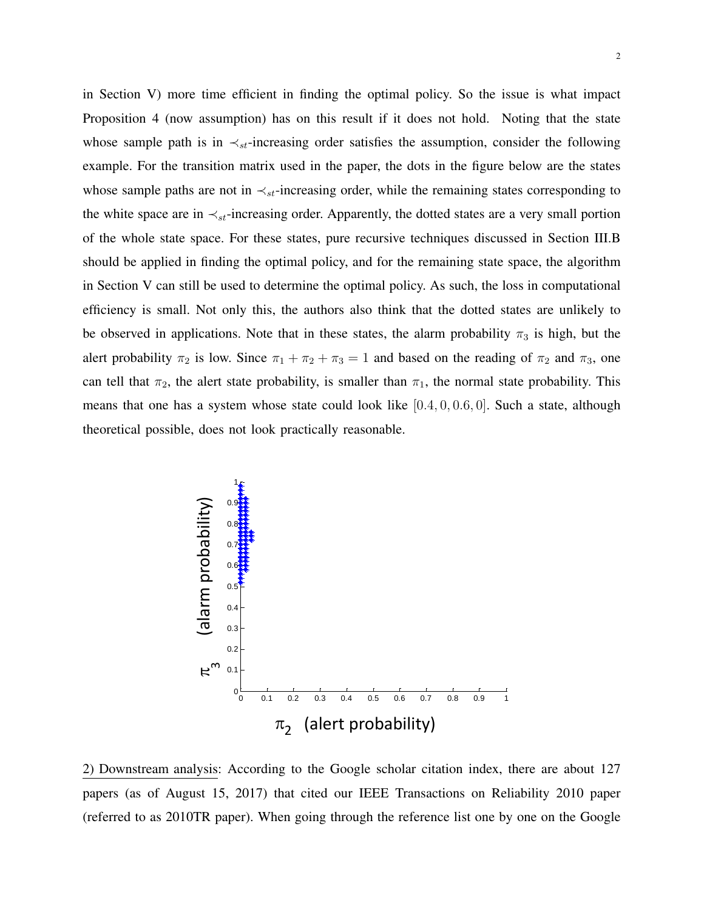in Section V) more time efficient in finding the optimal policy. So the issue is what impact Proposition 4 (now assumption) has on this result if it does not hold. Noting that the state whose sample path is in $\prec_{st}$-increasing order satisfies the assumption, consider the following example. For the transition matrix used in the paper, the dots in the figure below are the states whose sample paths are not in $\prec_{st}$-increasing order, while the remaining states corresponding to the white space are in $\prec_{st}$-increasing order. Apparently, the dotted states are a very small portion of the whole state space. For these states, pure recursive techniques discussed in Section III.B should be applied in finding the optimal policy, and for the remaining state space, the algorithm in Section V can still be used to determine the optimal policy. As such, the loss in computational efficiency is small. Not only this, the authors also think that the dotted states are unlikely to be observed in applications. Note that in these states, the alarm probability $\pi_3$ is high, but the alert probability $\pi_2$ is low. Since $\pi_1 + \pi_2 + \pi_3 = 1$ and based on the reading of $\pi_2$ and $\pi_3$, one can tell that $\pi_2$, the alert state probability, is smaller than $\pi_1$, the normal state probability. This means that one has a system whose state could look like $[0.4, 0, 0.6, 0]$. Such a state, although theoretical possible, does not look practically reasonable.

<u>2) Downstream analysis</u>: According to the Google scholar citation index, there are about 127 papers (as of August 15, 2017) that cited our IEEE Transactions on Reliability 2010 paper (referred to as 2010TR paper). When going through the reference list one by one on the Google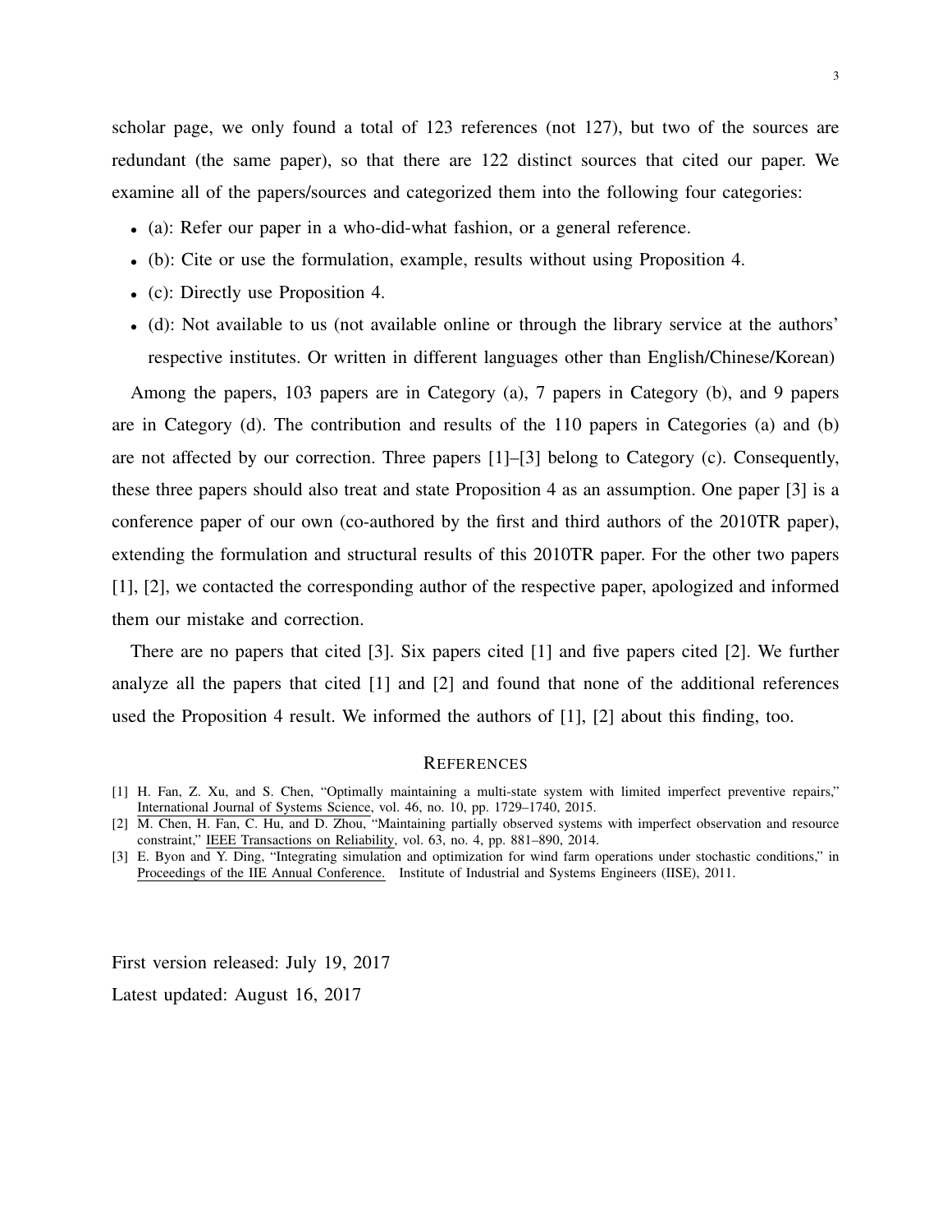scholar page, we only found a total of 123 references (not 127), but two of the sources are redundant (the same paper), so that there are 122 distinct sources that cited our paper. We examine all of the papers/sources and categorized them into the following four categories:

- (a): Refer our paper in a who-did-what fashion, or a general reference.
- (b): Cite or use the formulation, example, results without using Proposition 4.
- (c): Directly use Proposition 4.
- (d): Not available to us (not available online or through the library service at the authors' respective institutes. Or written in different languages other than English/Chinese/Korean)

Among the papers, 103 papers are in Category (a), 7 papers in Category (b), and 9 papers are in Category (d). The contribution and results of the 110 papers in Categories (a) and (b) are not affected by our correction. Three papers [1]–[3] belong to Category (c). Consequently, these three papers should also treat and state Proposition 4 as an assumption. One paper [3] is a conference paper of our own (co-authored by the first and third authors of the 2010TR paper), extending the formulation and structural results of this 2010TR paper. For the other two papers [1], [2], we contacted the corresponding author of the respective paper, apologized and informed them our mistake and correction.

There are no papers that cited [3]. Six papers cited [1] and five papers cited [2]. We further analyze all the papers that cited [1] and [2] and found that none of the additional references used the Proposition 4 result. We informed the authors of [1], [2] about this finding, too.

## References

[1] H. Fan, Z. Xu, and S. Chen, "Optimally maintaining a multi-state system with limited imperfect preventive repairs," International Journal of Systems Science, vol. 46, no. 10, pp. 1729–1740, 2015.

[2] M. Chen, H. Fan, C. Hu, and D. Zhou, "Maintaining partially observed systems with imperfect observation and resource constraint," IEEE Transactions on Reliability, vol. 63, no. 4, pp. 881–890, 2014.

[3] E. Byon and Y. Ding, "Integrating simulation and optimization for wind farm operations under stochastic conditions," in Proceedings of the IIE Annual Conference. Institute of Industrial and Systems Engineers (IISE), 2011.

First version released: July 19, 2017

Latest updated: August 16, 2017